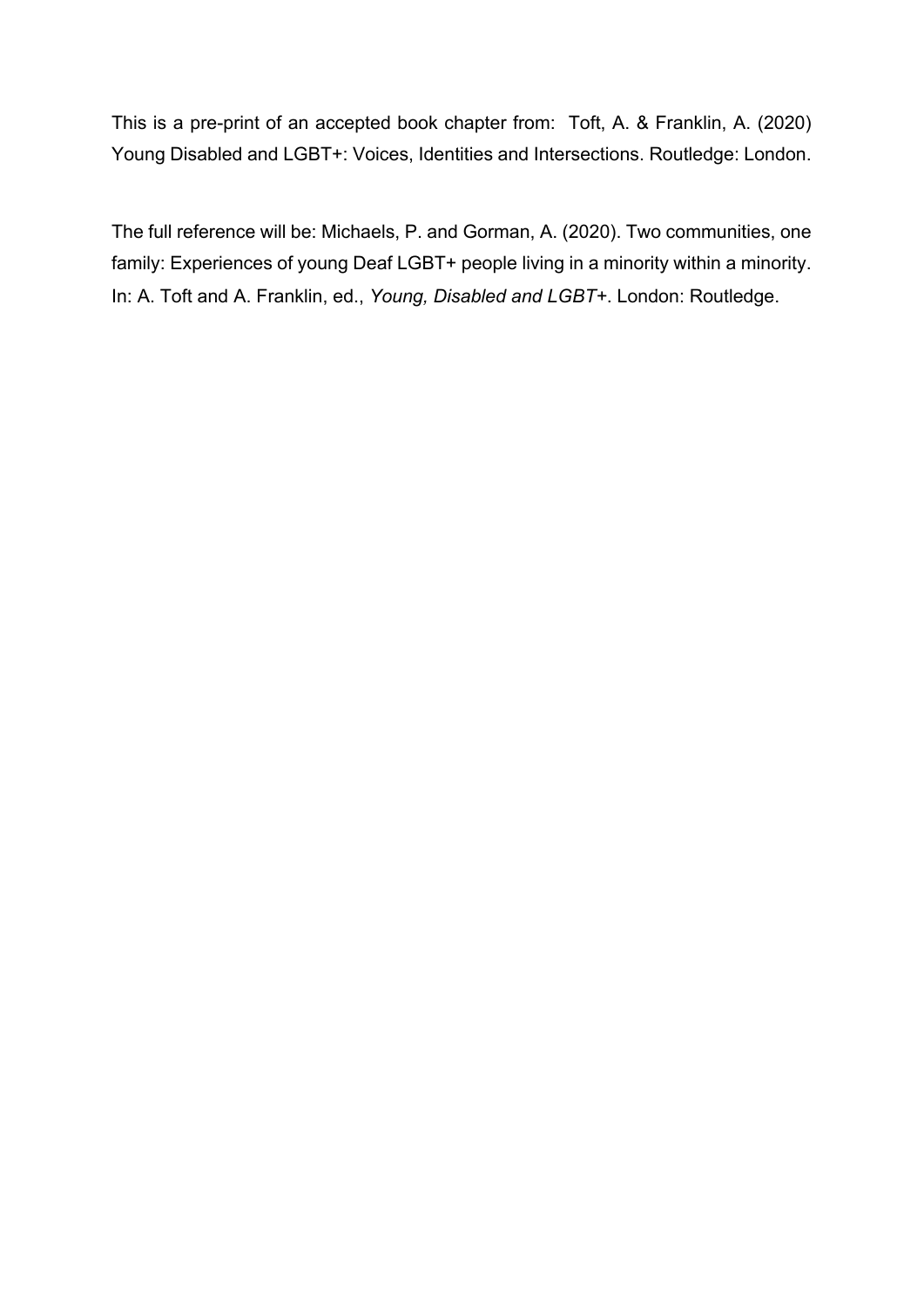This is a pre-print of an accepted book chapter from: Toft, A. & Franklin, A. (2020) Young Disabled and LGBT+: Voices, Identities and Intersections. Routledge: London.

The full reference will be: Michaels, P. and Gorman, A. (2020). Two communities, one family: Experiences of young Deaf LGBT+ people living in a minority within a minority. In: A. Toft and A. Franklin, ed., *Young, Disabled and LGBT+*. London: Routledge.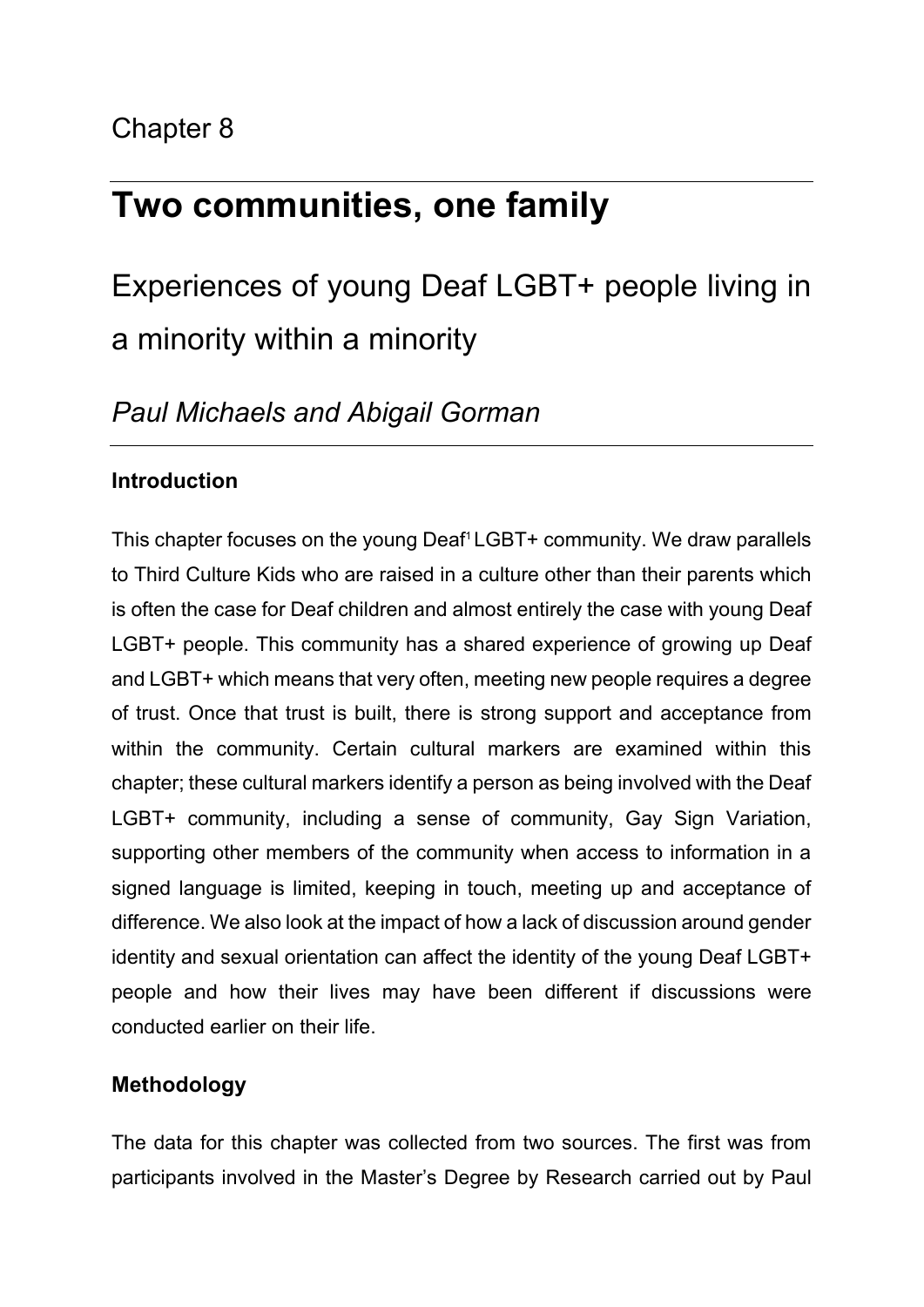Chapter 8

# Two communities, one family

## Experiences of young Deaf LGBT+ people living in a minority within a minority

*Paul Michaels and Abigail Gorman*

### Introduction

This chapter focuses on the young Deaf[1] LGBT+ community. We draw parallels to Third Culture Kids who are raised in a culture other than their parents which is often the case for Deaf children and almost entirely the case with young Deaf LGBT+ people. This community has a shared experience of growing up Deaf and LGBT+ which means that very often, meeting new people requires a degree of trust. Once that trust is built, there is strong support and acceptance from within the community. Certain cultural markers are examined within this chapter; these cultural markers identify a person as being involved with the Deaf LGBT+ community, including a sense of community, Gay Sign Variation, supporting other members of the community when access to information in a signed language is limited, keeping in touch, meeting up and acceptance of difference. We also look at the impact of how a lack of discussion around gender identity and sexual orientation can affect the identity of the young Deaf LGBT+ people and how their lives may have been different if discussions were conducted earlier on their life.

### Methodology

The data for this chapter was collected from two sources. The first was from participants involved in the Master's Degree by Research carried out by Paul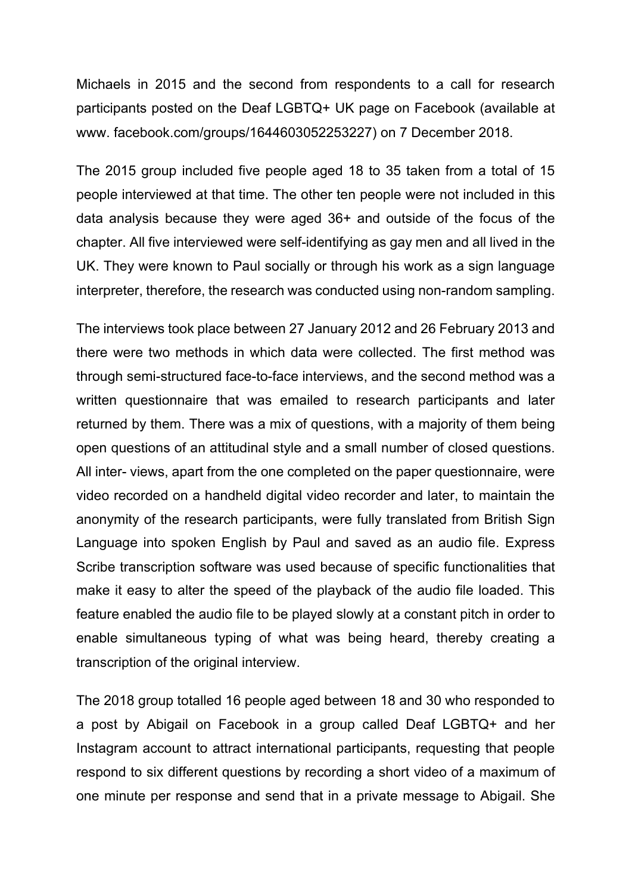Michaels in 2015 and the second from respondents to a call for research participants posted on the Deaf LGBTQ+ UK page on Facebook (available at www. facebook.com/groups/1644603052253227) on 7 December 2018.

The 2015 group included five people aged 18 to 35 taken from a total of 15 people interviewed at that time. The other ten people were not included in this data analysis because they were aged 36+ and outside of the focus of the chapter. All five interviewed were self-identifying as gay men and all lived in the UK. They were known to Paul socially or through his work as a sign language interpreter, therefore, the research was conducted using non-random sampling.

The interviews took place between 27 January 2012 and 26 February 2013 and there were two methods in which data were collected. The first method was through semi-structured face-to-face interviews, and the second method was a written questionnaire that was emailed to research participants and later returned by them. There was a mix of questions, with a majority of them being open questions of an attitudinal style and a small number of closed questions. All inter- views, apart from the one completed on the paper questionnaire, were video recorded on a handheld digital video recorder and later, to maintain the anonymity of the research participants, were fully translated from British Sign Language into spoken English by Paul and saved as an audio file. Express Scribe transcription software was used because of specific functionalities that make it easy to alter the speed of the playback of the audio file loaded. This feature enabled the audio file to be played slowly at a constant pitch in order to enable simultaneous typing of what was being heard, thereby creating a transcription of the original interview.

The 2018 group totalled 16 people aged between 18 and 30 who responded to a post by Abigail on Facebook in a group called Deaf LGBTQ+ and her Instagram account to attract international participants, requesting that people respond to six different questions by recording a short video of a maximum of one minute per response and send that in a private message to Abigail. She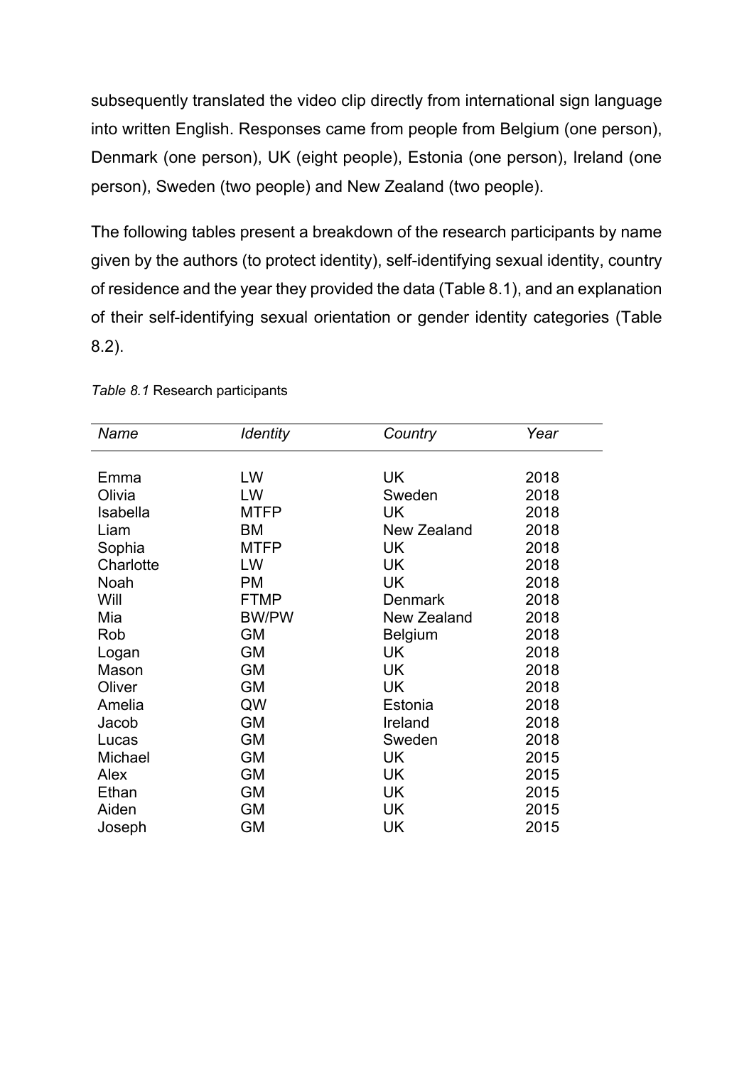subsequently translated the video clip directly from international sign language into written English. Responses came from people from Belgium (one person), Denmark (one person), UK (eight people), Estonia (one person), Ireland (one person), Sweden (two people) and New Zealand (two people).

The following tables present a breakdown of the research participants by name given by the authors (to protect identity), self-identifying sexual identity, country of residence and the year they provided the data (Table 8.1), and an explanation of their self-identifying sexual orientation or gender identity categories (Table 8.2).

*Table 8.1* Research participants

| *Name* | *Identity* | *Country* | *Year* |
|---|---|---|---|
| Emma | LW | UK | 2018 |
| Olivia | LW | Sweden | 2018 |
| Isabella | MTFP | UK | 2018 |
| Liam | BM | New Zealand | 2018 |
| Sophia | MTFP | UK | 2018 |
| Charlotte | LW | UK | 2018 |
| Noah | PM | UK | 2018 |
| Will | FTMP | Denmark | 2018 |
| Mia | BW/PW | New Zealand | 2018 |
| Rob | GM | Belgium | 2018 |
| Logan | GM | UK | 2018 |
| Mason | GM | UK | 2018 |
| Oliver | GM | UK | 2018 |
| Amelia | QW | Estonia | 2018 |
| Jacob | GM | Ireland | 2018 |
| Lucas | GM | Sweden | 2018 |
| Michael | GM | UK | 2015 |
| Alex | GM | UK | 2015 |
| Ethan | GM | UK | 2015 |
| Aiden | GM | UK | 2015 |
| Joseph | GM | UK | 2015 |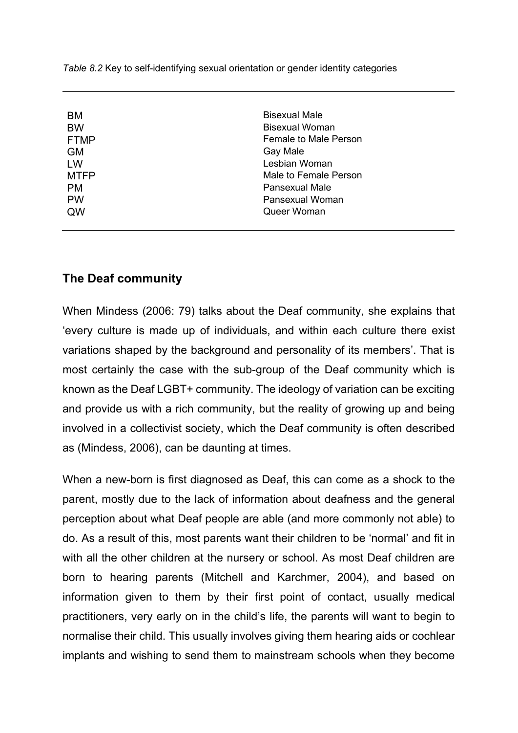*Table 8.2* Key to self-identifying sexual orientation or gender identity categories

| | |
|---|---|
| BM | Bisexual Male |
| BW | Bisexual Woman |
| FTMP | Female to Male Person |
| GM | Gay Male |
| LW | Lesbian Woman |
| MTFP | Male to Female Person |
| PM | Pansexual Male |
| PW | Pansexual Woman |
| QW | Queer Woman |

## The Deaf community

When Mindess (2006: 79) talks about the Deaf community, she explains that 'every culture is made up of individuals, and within each culture there exist variations shaped by the background and personality of its members'. That is most certainly the case with the sub-group of the Deaf community which is known as the Deaf LGBT+ community. The ideology of variation can be exciting and provide us with a rich community, but the reality of growing up and being involved in a collectivist society, which the Deaf community is often described as (Mindess, 2006), can be daunting at times.

When a new-born is first diagnosed as Deaf, this can come as a shock to the parent, mostly due to the lack of information about deafness and the general perception about what Deaf people are able (and more commonly not able) to do. As a result of this, most parents want their children to be 'normal' and fit in with all the other children at the nursery or school. As most Deaf children are born to hearing parents (Mitchell and Karchmer, 2004), and based on information given to them by their first point of contact, usually medical practitioners, very early on in the child's life, the parents will want to begin to normalise their child. This usually involves giving them hearing aids or cochlear implants and wishing to send them to mainstream schools when they become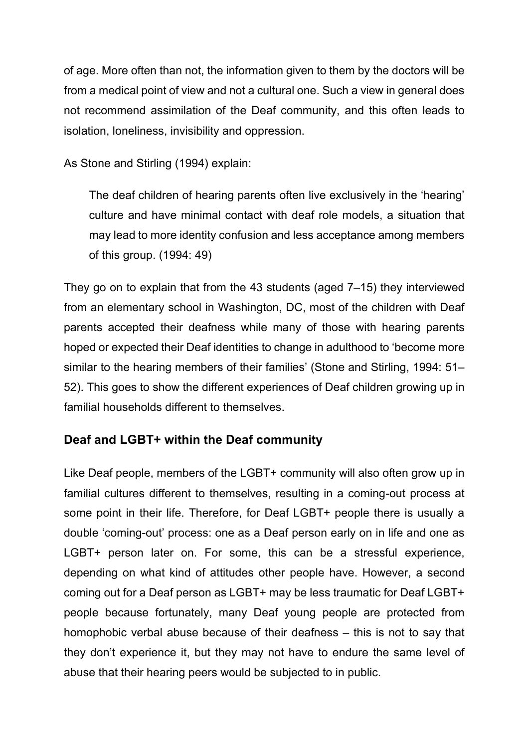of age. More often than not, the information given to them by the doctors will be from a medical point of view and not a cultural one. Such a view in general does not recommend assimilation of the Deaf community, and this often leads to isolation, loneliness, invisibility and oppression.

As Stone and Stirling (1994) explain:

> The deaf children of hearing parents often live exclusively in the 'hearing' culture and have minimal contact with deaf role models, a situation that may lead to more identity confusion and less acceptance among members of this group. (1994: 49)

They go on to explain that from the 43 students (aged 7–15) they interviewed from an elementary school in Washington, DC, most of the children with Deaf parents accepted their deafness while many of those with hearing parents hoped or expected their Deaf identities to change in adulthood to 'become more similar to the hearing members of their families' (Stone and Stirling, 1994: 51–52). This goes to show the different experiences of Deaf children growing up in familial households different to themselves.

## Deaf and LGBT+ within the Deaf community

Like Deaf people, members of the LGBT+ community will also often grow up in familial cultures different to themselves, resulting in a coming-out process at some point in their life. Therefore, for Deaf LGBT+ people there is usually a double 'coming-out' process: one as a Deaf person early on in life and one as LGBT+ person later on. For some, this can be a stressful experience, depending on what kind of attitudes other people have. However, a second coming out for a Deaf person as LGBT+ may be less traumatic for Deaf LGBT+ people because fortunately, many Deaf young people are protected from homophobic verbal abuse because of their deafness – this is not to say that they don't experience it, but they may not have to endure the same level of abuse that their hearing peers would be subjected to in public.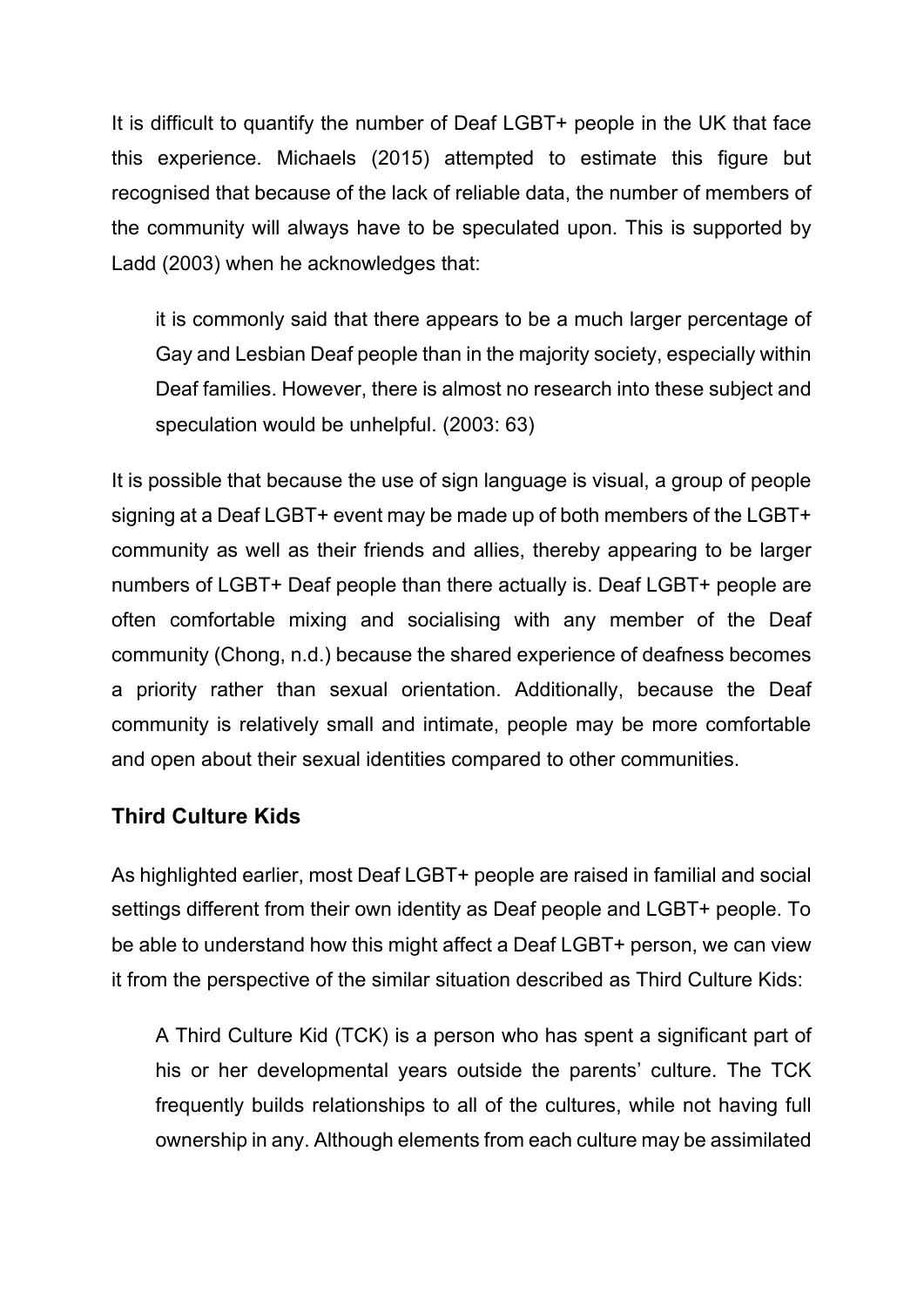It is difficult to quantify the number of Deaf LGBT+ people in the UK that face this experience. Michaels (2015) attempted to estimate this figure but recognised that because of the lack of reliable data, the number of members of the community will always have to be speculated upon. This is supported by Ladd (2003) when he acknowledges that:

> it is commonly said that there appears to be a much larger percentage of Gay and Lesbian Deaf people than in the majority society, especially within Deaf families. However, there is almost no research into these subject and speculation would be unhelpful. (2003: 63)

It is possible that because the use of sign language is visual, a group of people signing at a Deaf LGBT+ event may be made up of both members of the LGBT+ community as well as their friends and allies, thereby appearing to be larger numbers of LGBT+ Deaf people than there actually is. Deaf LGBT+ people are often comfortable mixing and socialising with any member of the Deaf community (Chong, n.d.) because the shared experience of deafness becomes a priority rather than sexual orientation. Additionally, because the Deaf community is relatively small and intimate, people may be more comfortable and open about their sexual identities compared to other communities.

## Third Culture Kids

As highlighted earlier, most Deaf LGBT+ people are raised in familial and social settings different from their own identity as Deaf people and LGBT+ people. To be able to understand how this might affect a Deaf LGBT+ person, we can view it from the perspective of the similar situation described as Third Culture Kids:

> A Third Culture Kid (TCK) is a person who has spent a significant part of his or her developmental years outside the parents' culture. The TCK frequently builds relationships to all of the cultures, while not having full ownership in any. Although elements from each culture may be assimilated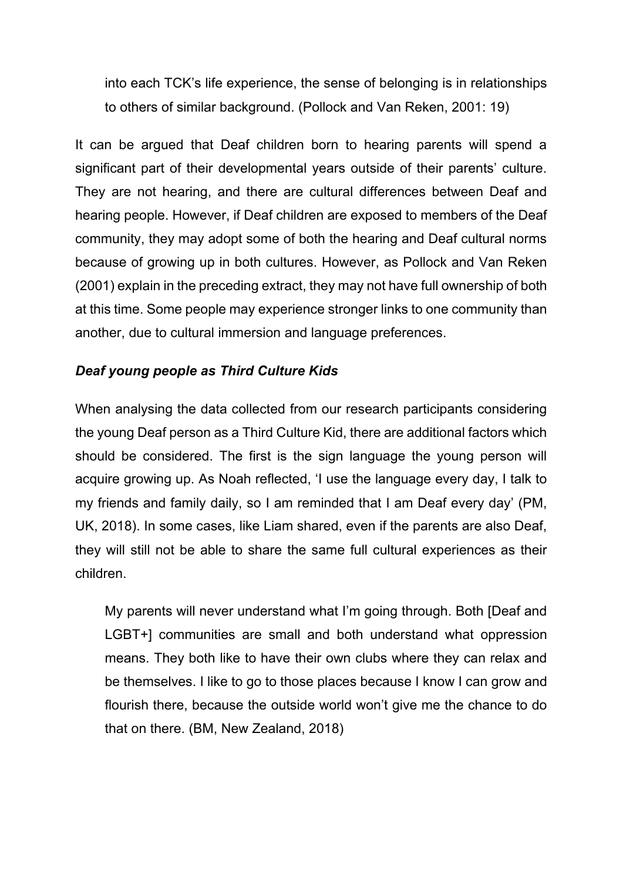> into each TCK's life experience, the sense of belonging is in relationships to others of similar background. (Pollock and Van Reken, 2001: 19)

It can be argued that Deaf children born to hearing parents will spend a significant part of their developmental years outside of their parents' culture. They are not hearing, and there are cultural differences between Deaf and hearing people. However, if Deaf children are exposed to members of the Deaf community, they may adopt some of both the hearing and Deaf cultural norms because of growing up in both cultures. However, as Pollock and Van Reken (2001) explain in the preceding extract, they may not have full ownership of both at this time. Some people may experience stronger links to one community than another, due to cultural immersion and language preferences.

### *Deaf young people as Third Culture Kids*

When analysing the data collected from our research participants considering the young Deaf person as a Third Culture Kid, there are additional factors which should be considered. The first is the sign language the young person will acquire growing up. As Noah reflected, 'I use the language every day, I talk to my friends and family daily, so I am reminded that I am Deaf every day' (PM, UK, 2018). In some cases, like Liam shared, even if the parents are also Deaf, they will still not be able to share the same full cultural experiences as their children.

> My parents will never understand what I'm going through. Both [Deaf and LGBT+] communities are small and both understand what oppression means. They both like to have their own clubs where they can relax and be themselves. I like to go to those places because I know I can grow and flourish there, because the outside world won't give me the chance to do that on there. (BM, New Zealand, 2018)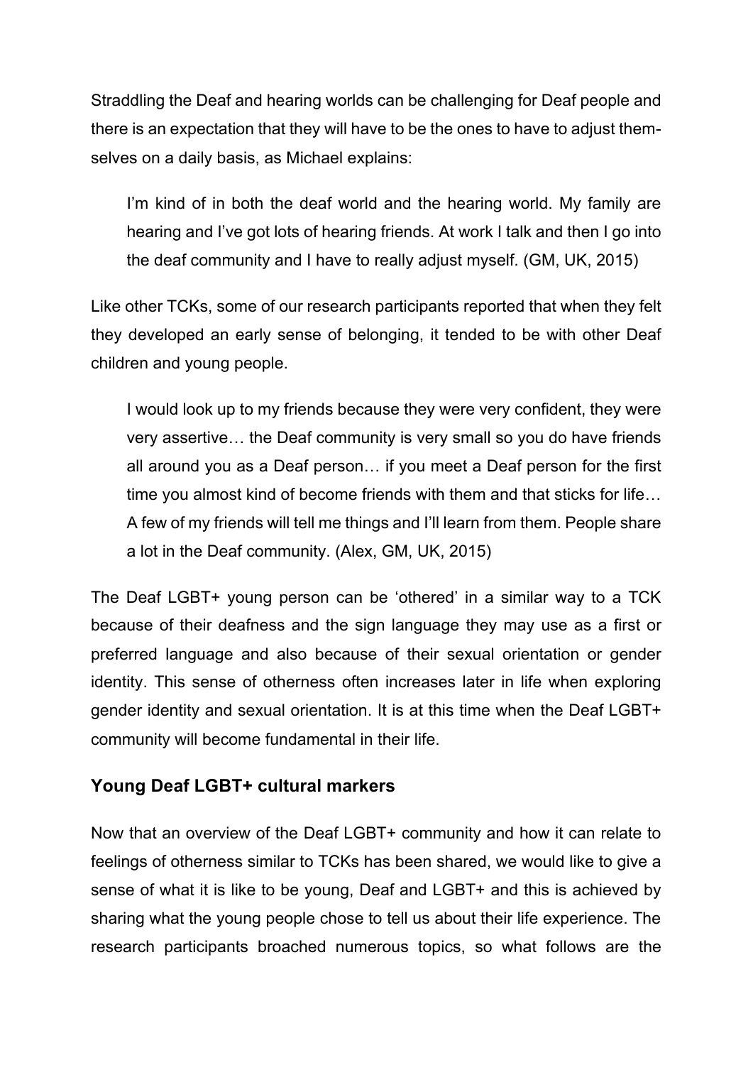Straddling the Deaf and hearing worlds can be challenging for Deaf people and there is an expectation that they will have to be the ones to have to adjust themselves on a daily basis, as Michael explains:

> I'm kind of in both the deaf world and the hearing world. My family are hearing and I've got lots of hearing friends. At work I talk and then I go into the deaf community and I have to really adjust myself. (GM, UK, 2015)

Like other TCKs, some of our research participants reported that when they felt they developed an early sense of belonging, it tended to be with other Deaf children and young people.

> I would look up to my friends because they were very confident, they were very assertive… the Deaf community is very small so you do have friends all around you as a Deaf person… if you meet a Deaf person for the first time you almost kind of become friends with them and that sticks for life… A few of my friends will tell me things and I'll learn from them. People share a lot in the Deaf community. (Alex, GM, UK, 2015)

The Deaf LGBT+ young person can be 'othered' in a similar way to a TCK because of their deafness and the sign language they may use as a first or preferred language and also because of their sexual orientation or gender identity. This sense of otherness often increases later in life when exploring gender identity and sexual orientation. It is at this time when the Deaf LGBT+ community will become fundamental in their life.

## Young Deaf LGBT+ cultural markers

Now that an overview of the Deaf LGBT+ community and how it can relate to feelings of otherness similar to TCKs has been shared, we would like to give a sense of what it is like to be young, Deaf and LGBT+ and this is achieved by sharing what the young people chose to tell us about their life experience. The research participants broached numerous topics, so what follows are the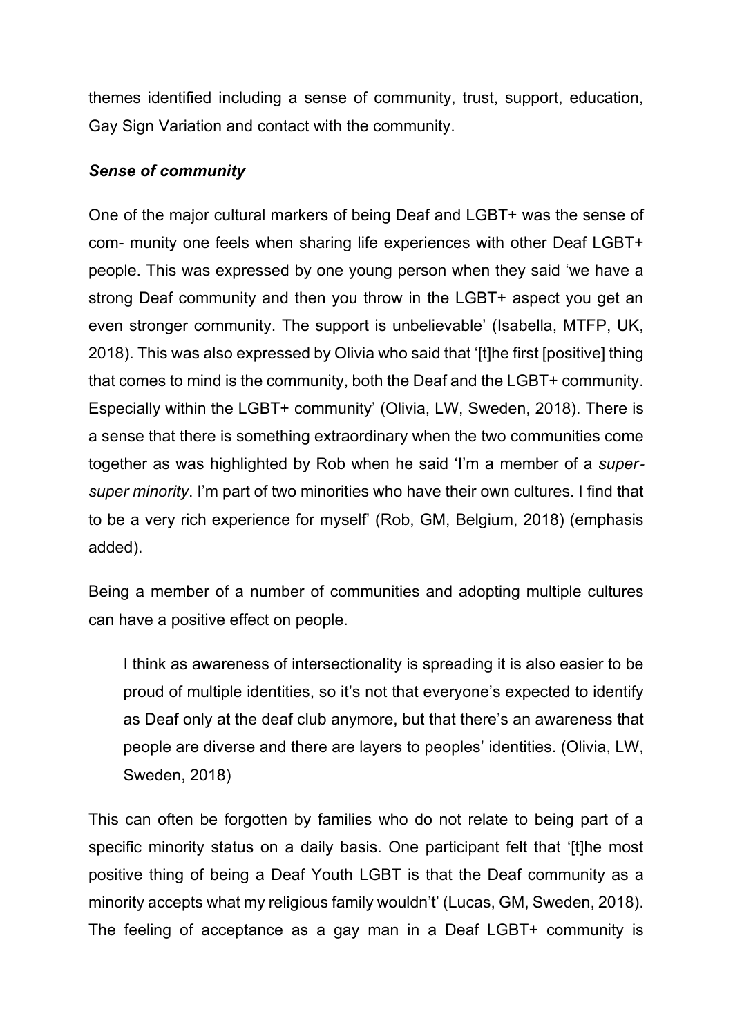themes identified including a sense of community, trust, support, education, Gay Sign Variation and contact with the community.

***Sense of community***

One of the major cultural markers of being Deaf and LGBT+ was the sense of com- munity one feels when sharing life experiences with other Deaf LGBT+ people. This was expressed by one young person when they said 'we have a strong Deaf community and then you throw in the LGBT+ aspect you get an even stronger community. The support is unbelievable' (Isabella, MTFP, UK, 2018). This was also expressed by Olivia who said that '[t]he first [positive] thing that comes to mind is the community, both the Deaf and the LGBT+ community. Especially within the LGBT+ community' (Olivia, LW, Sweden, 2018). There is a sense that there is something extraordinary when the two communities come together as was highlighted by Rob when he said 'I'm a member of a *super-super minority*. I'm part of two minorities who have their own cultures. I find that to be a very rich experience for myself' (Rob, GM, Belgium, 2018) (emphasis added).

Being a member of a number of communities and adopting multiple cultures can have a positive effect on people.

> I think as awareness of intersectionality is spreading it is also easier to be proud of multiple identities, so it's not that everyone's expected to identify as Deaf only at the deaf club anymore, but that there's an awareness that people are diverse and there are layers to peoples' identities. (Olivia, LW, Sweden, 2018)

This can often be forgotten by families who do not relate to being part of a specific minority status on a daily basis. One participant felt that '[t]he most positive thing of being a Deaf Youth LGBT is that the Deaf community as a minority accepts what my religious family wouldn't' (Lucas, GM, Sweden, 2018). The feeling of acceptance as a gay man in a Deaf LGBT+ community is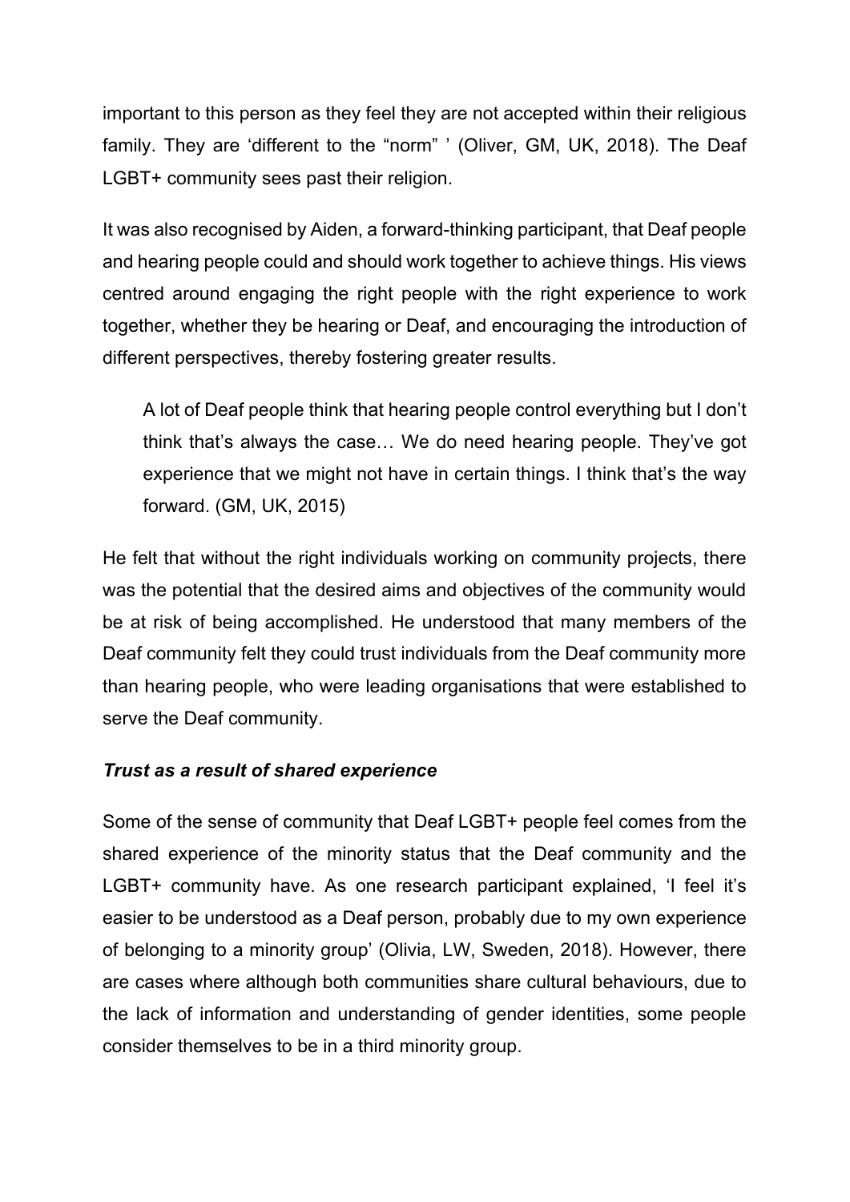important to this person as they feel they are not accepted within their religious family. They are 'different to the "norm" ' (Oliver, GM, UK, 2018). The Deaf LGBT+ community sees past their religion.

It was also recognised by Aiden, a forward-thinking participant, that Deaf people and hearing people could and should work together to achieve things. His views centred around engaging the right people with the right experience to work together, whether they be hearing or Deaf, and encouraging the introduction of different perspectives, thereby fostering greater results.

> A lot of Deaf people think that hearing people control everything but I don't think that's always the case… We do need hearing people. They've got experience that we might not have in certain things. I think that's the way forward. (GM, UK, 2015)

He felt that without the right individuals working on community projects, there was the potential that the desired aims and objectives of the community would be at risk of being accomplished. He understood that many members of the Deaf community felt they could trust individuals from the Deaf community more than hearing people, who were leading organisations that were established to serve the Deaf community.

### *Trust as a result of shared experience*

Some of the sense of community that Deaf LGBT+ people feel comes from the shared experience of the minority status that the Deaf community and the LGBT+ community have. As one research participant explained, 'I feel it's easier to be understood as a Deaf person, probably due to my own experience of belonging to a minority group' (Olivia, LW, Sweden, 2018). However, there are cases where although both communities share cultural behaviours, due to the lack of information and understanding of gender identities, some people consider themselves to be in a third minority group.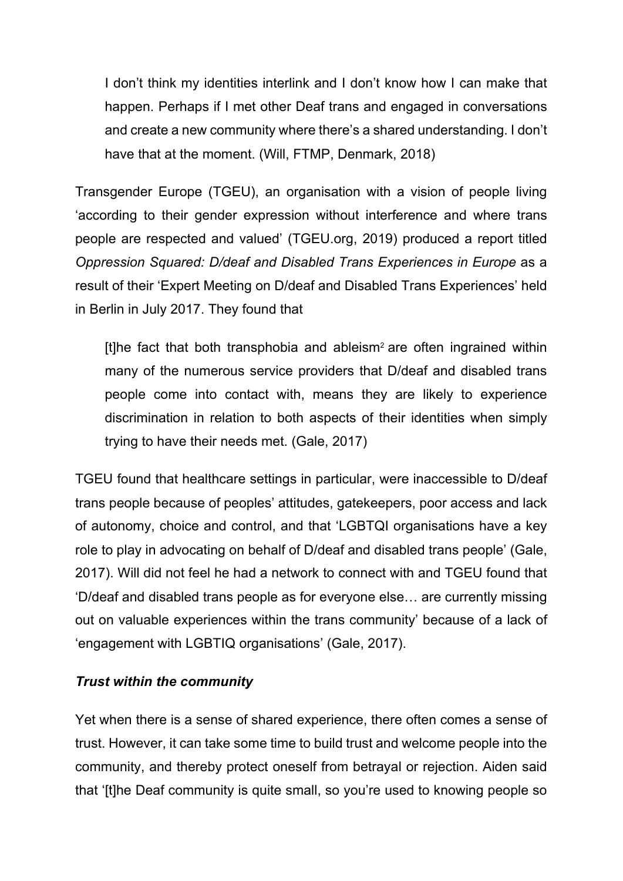> I don't think my identities interlink and I don't know how I can make that happen. Perhaps if I met other Deaf trans and engaged in conversations and create a new community where there's a shared understanding. I don't have that at the moment. (Will, FTMP, Denmark, 2018)

Transgender Europe (TGEU), an organisation with a vision of people living 'according to their gender expression without interference and where trans people are respected and valued' (TGEU.org, 2019) produced a report titled *Oppression Squared: D/deaf and Disabled Trans Experiences in Europe* as a result of their 'Expert Meeting on D/deaf and Disabled Trans Experiences' held in Berlin in July 2017. They found that

> [t]he fact that both transphobia and ableism[2] are often ingrained within many of the numerous service providers that D/deaf and disabled trans people come into contact with, means they are likely to experience discrimination in relation to both aspects of their identities when simply trying to have their needs met. (Gale, 2017)

TGEU found that healthcare settings in particular, were inaccessible to D/deaf trans people because of peoples' attitudes, gatekeepers, poor access and lack of autonomy, choice and control, and that 'LGBTQI organisations have a key role to play in advocating on behalf of D/deaf and disabled trans people' (Gale, 2017). Will did not feel he had a network to connect with and TGEU found that 'D/deaf and disabled trans people as for everyone else… are currently missing out on valuable experiences within the trans community' because of a lack of 'engagement with LGBTIQ organisations' (Gale, 2017).

### ***Trust within the community***

Yet when there is a sense of shared experience, there often comes a sense of trust. However, it can take some time to build trust and welcome people into the community, and thereby protect oneself from betrayal or rejection. Aiden said that '[t]he Deaf community is quite small, so you're used to knowing people so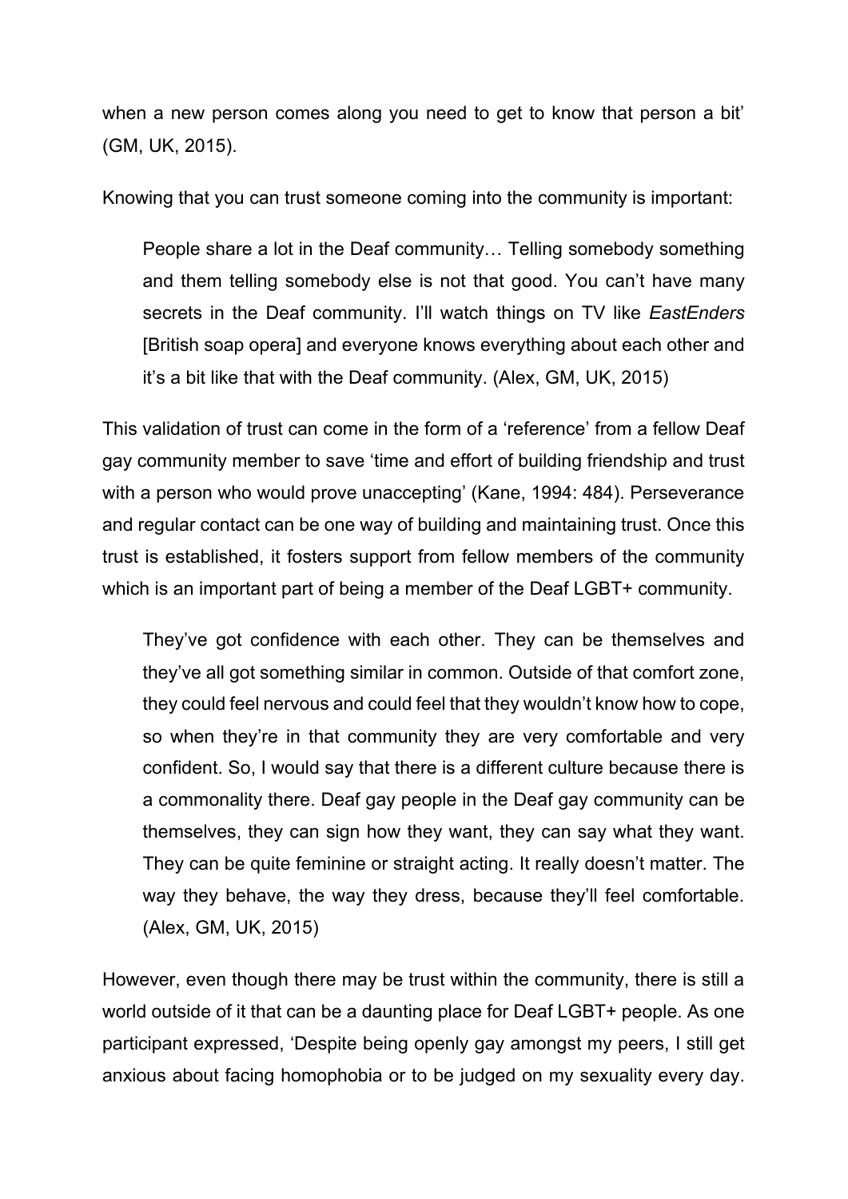when a new person comes along you need to get to know that person a bit' (GM, UK, 2015).

Knowing that you can trust someone coming into the community is important:

> People share a lot in the Deaf community… Telling somebody something and them telling somebody else is not that good. You can't have many secrets in the Deaf community. I'll watch things on TV like *EastEnders* [British soap opera] and everyone knows everything about each other and it's a bit like that with the Deaf community. (Alex, GM, UK, 2015)

This validation of trust can come in the form of a 'reference' from a fellow Deaf gay community member to save 'time and effort of building friendship and trust with a person who would prove unaccepting' (Kane, 1994: 484). Perseverance and regular contact can be one way of building and maintaining trust. Once this trust is established, it fosters support from fellow members of the community which is an important part of being a member of the Deaf LGBT+ community.

> They've got confidence with each other. They can be themselves and they've all got something similar in common. Outside of that comfort zone, they could feel nervous and could feel that they wouldn't know how to cope, so when they're in that community they are very comfortable and very confident. So, I would say that there is a different culture because there is a commonality there. Deaf gay people in the Deaf gay community can be themselves, they can sign how they want, they can say what they want. They can be quite feminine or straight acting. It really doesn't matter. The way they behave, the way they dress, because they'll feel comfortable. (Alex, GM, UK, 2015)

However, even though there may be trust within the community, there is still a world outside of it that can be a daunting place for Deaf LGBT+ people. As one participant expressed, 'Despite being openly gay amongst my peers, I still get anxious about facing homophobia or to be judged on my sexuality every day.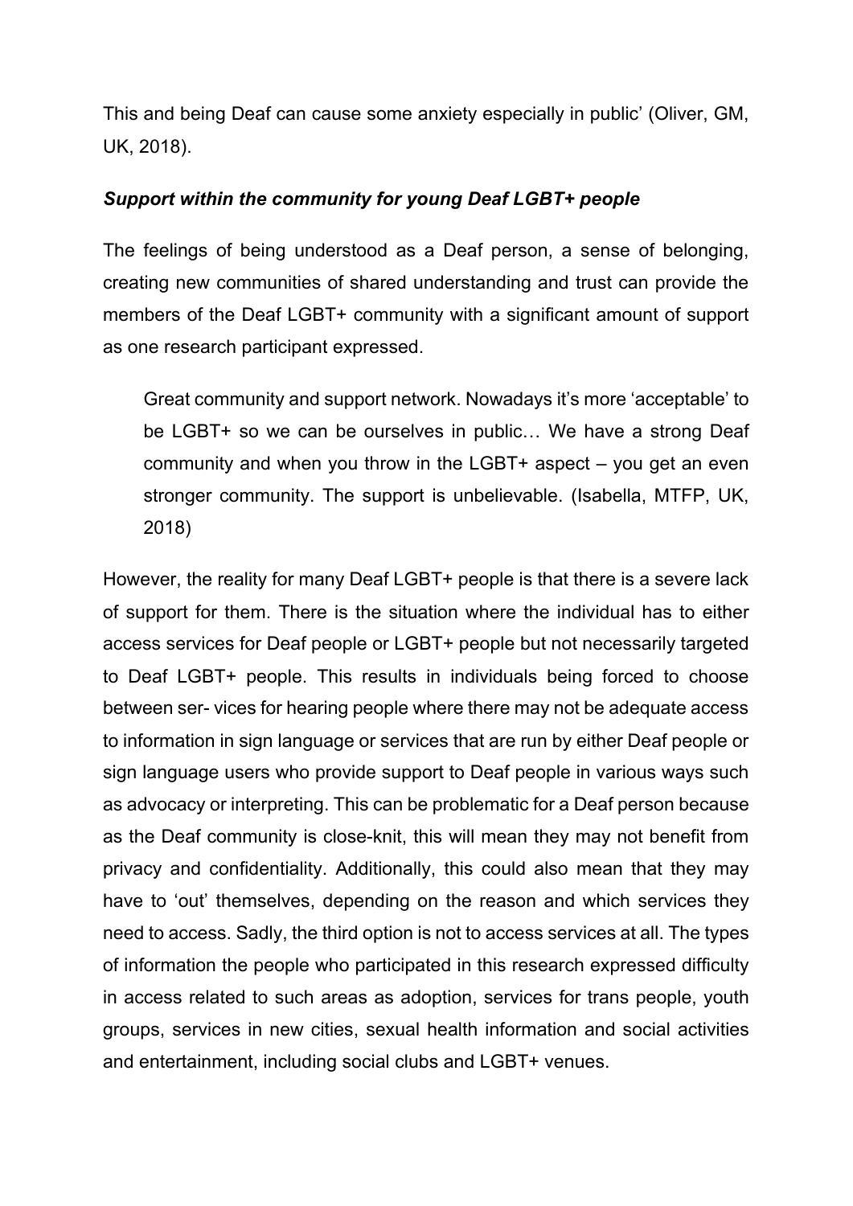This and being Deaf can cause some anxiety especially in public' (Oliver, GM, UK, 2018).

***Support within the community for young Deaf LGBT+ people***

The feelings of being understood as a Deaf person, a sense of belonging, creating new communities of shared understanding and trust can provide the members of the Deaf LGBT+ community with a significant amount of support as one research participant expressed.

> Great community and support network. Nowadays it's more 'acceptable' to be LGBT+ so we can be ourselves in public… We have a strong Deaf community and when you throw in the LGBT+ aspect – you get an even stronger community. The support is unbelievable. (Isabella, MTFP, UK, 2018)

However, the reality for many Deaf LGBT+ people is that there is a severe lack of support for them. There is the situation where the individual has to either access services for Deaf people or LGBT+ people but not necessarily targeted to Deaf LGBT+ people. This results in individuals being forced to choose between ser- vices for hearing people where there may not be adequate access to information in sign language or services that are run by either Deaf people or sign language users who provide support to Deaf people in various ways such as advocacy or interpreting. This can be problematic for a Deaf person because as the Deaf community is close-knit, this will mean they may not benefit from privacy and confidentiality. Additionally, this could also mean that they may have to 'out' themselves, depending on the reason and which services they need to access. Sadly, the third option is not to access services at all. The types of information the people who participated in this research expressed difficulty in access related to such areas as adoption, services for trans people, youth groups, services in new cities, sexual health information and social activities and entertainment, including social clubs and LGBT+ venues.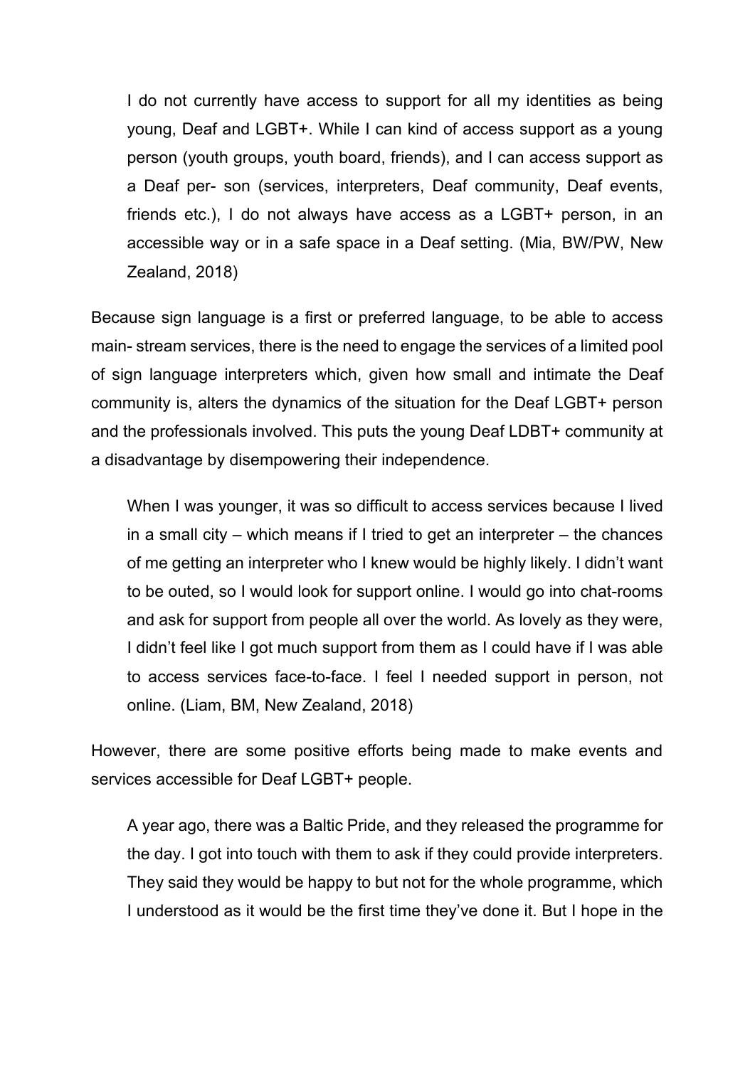> I do not currently have access to support for all my identities as being young, Deaf and LGBT+. While I can kind of access support as a young person (youth groups, youth board, friends), and I can access support as a Deaf per- son (services, interpreters, Deaf community, Deaf events, friends etc.), I do not always have access as a LGBT+ person, in an accessible way or in a safe space in a Deaf setting. (Mia, BW/PW, New Zealand, 2018)

Because sign language is a first or preferred language, to be able to access main- stream services, there is the need to engage the services of a limited pool of sign language interpreters which, given how small and intimate the Deaf community is, alters the dynamics of the situation for the Deaf LGBT+ person and the professionals involved. This puts the young Deaf LDBT+ community at a disadvantage by disempowering their independence.

> When I was younger, it was so difficult to access services because I lived in a small city – which means if I tried to get an interpreter – the chances of me getting an interpreter who I knew would be highly likely. I didn't want to be outed, so I would look for support online. I would go into chat-rooms and ask for support from people all over the world. As lovely as they were, I didn't feel like I got much support from them as I could have if I was able to access services face-to-face. I feel I needed support in person, not online. (Liam, BM, New Zealand, 2018)

However, there are some positive efforts being made to make events and services accessible for Deaf LGBT+ people.

> A year ago, there was a Baltic Pride, and they released the programme for the day. I got into touch with them to ask if they could provide interpreters. They said they would be happy to but not for the whole programme, which I understood as it would be the first time they've done it. But I hope in the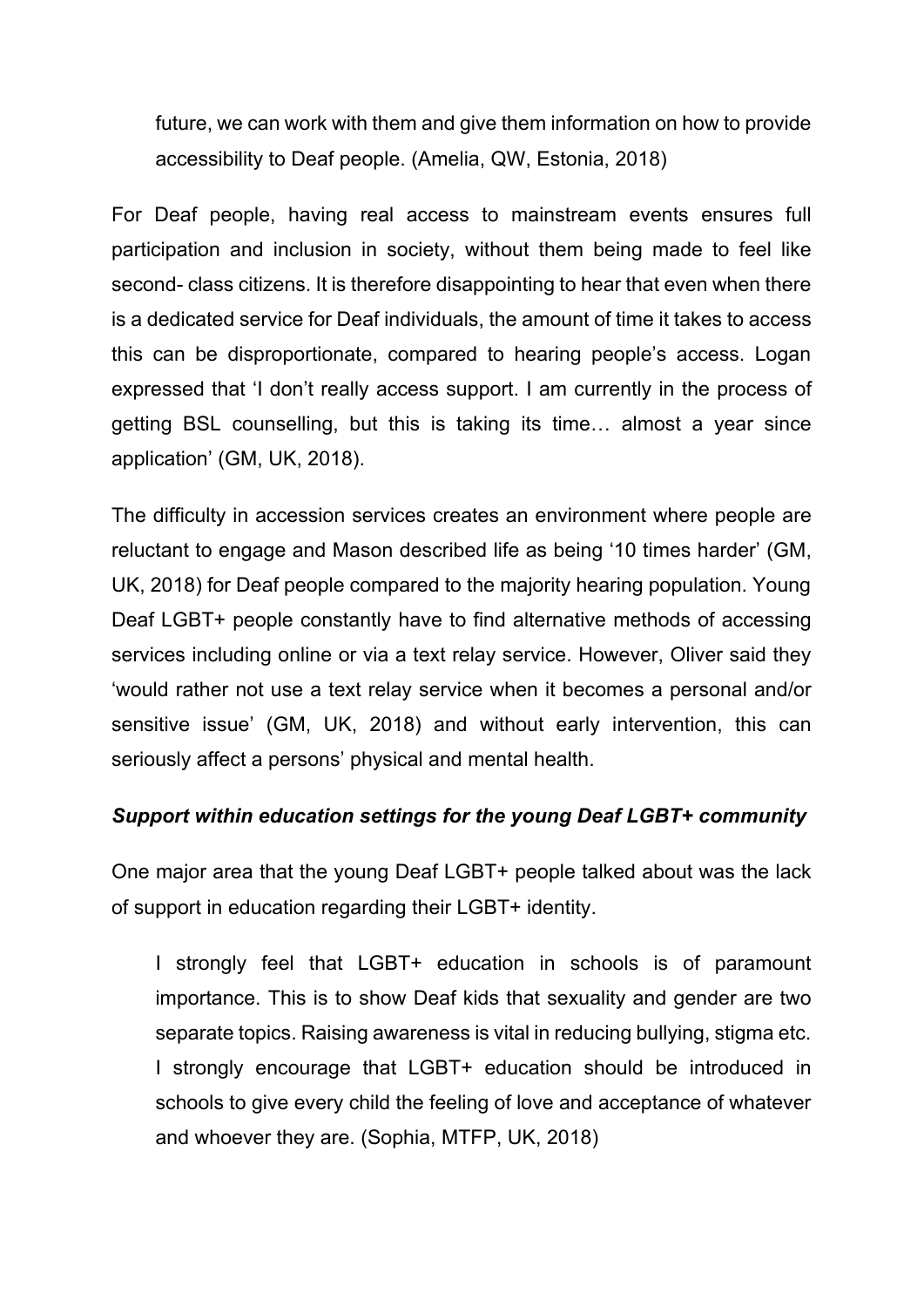> future, we can work with them and give them information on how to provide accessibility to Deaf people. (Amelia, QW, Estonia, 2018)

For Deaf people, having real access to mainstream events ensures full participation and inclusion in society, without them being made to feel like second- class citizens. It is therefore disappointing to hear that even when there is a dedicated service for Deaf individuals, the amount of time it takes to access this can be disproportionate, compared to hearing people's access. Logan expressed that 'I don't really access support. I am currently in the process of getting BSL counselling, but this is taking its time… almost a year since application' (GM, UK, 2018).

The difficulty in accession services creates an environment where people are reluctant to engage and Mason described life as being '10 times harder' (GM, UK, 2018) for Deaf people compared to the majority hearing population. Young Deaf LGBT+ people constantly have to find alternative methods of accessing services including online or via a text relay service. However, Oliver said they 'would rather not use a text relay service when it becomes a personal and/or sensitive issue' (GM, UK, 2018) and without early intervention, this can seriously affect a persons' physical and mental health.

### ***Support within education settings for the young Deaf LGBT+ community***

One major area that the young Deaf LGBT+ people talked about was the lack of support in education regarding their LGBT+ identity.

> I strongly feel that LGBT+ education in schools is of paramount importance. This is to show Deaf kids that sexuality and gender are two separate topics. Raising awareness is vital in reducing bullying, stigma etc. I strongly encourage that LGBT+ education should be introduced in schools to give every child the feeling of love and acceptance of whatever and whoever they are. (Sophia, MTFP, UK, 2018)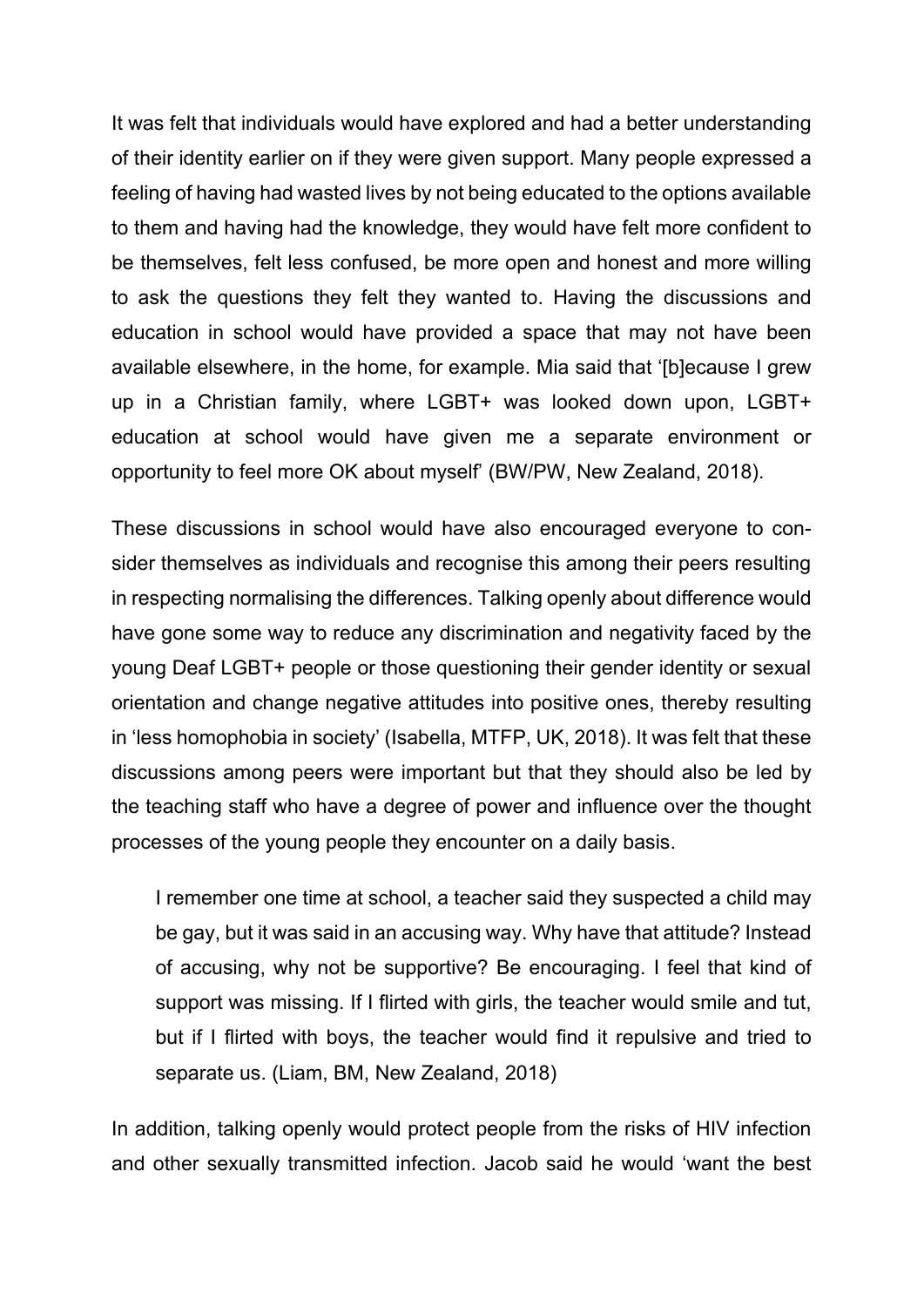It was felt that individuals would have explored and had a better understanding of their identity earlier on if they were given support. Many people expressed a feeling of having had wasted lives by not being educated to the options available to them and having had the knowledge, they would have felt more confident to be themselves, felt less confused, be more open and honest and more willing to ask the questions they felt they wanted to. Having the discussions and education in school would have provided a space that may not have been available elsewhere, in the home, for example. Mia said that '[b]ecause I grew up in a Christian family, where LGBT+ was looked down upon, LGBT+ education at school would have given me a separate environment or opportunity to feel more OK about myself' (BW/PW, New Zealand, 2018).

These discussions in school would have also encouraged everyone to consider themselves as individuals and recognise this among their peers resulting in respecting normalising the differences. Talking openly about difference would have gone some way to reduce any discrimination and negativity faced by the young Deaf LGBT+ people or those questioning their gender identity or sexual orientation and change negative attitudes into positive ones, thereby resulting in 'less homophobia in society' (Isabella, MTFP, UK, 2018). It was felt that these discussions among peers were important but that they should also be led by the teaching staff who have a degree of power and influence over the thought processes of the young people they encounter on a daily basis.

> I remember one time at school, a teacher said they suspected a child may be gay, but it was said in an accusing way. Why have that attitude? Instead of accusing, why not be supportive? Be encouraging. I feel that kind of support was missing. If I flirted with girls, the teacher would smile and tut, but if I flirted with boys, the teacher would find it repulsive and tried to separate us. (Liam, BM, New Zealand, 2018)

In addition, talking openly would protect people from the risks of HIV infection and other sexually transmitted infection. Jacob said he would 'want the best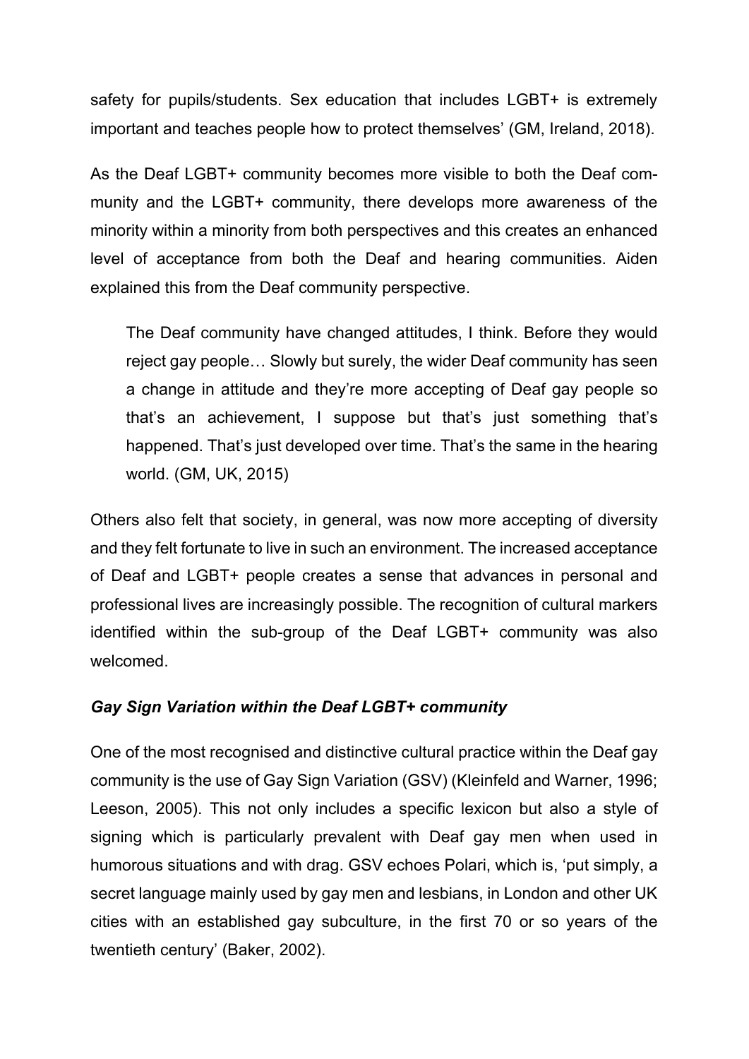safety for pupils/students. Sex education that includes LGBT+ is extremely important and teaches people how to protect themselves' (GM, Ireland, 2018).

As the Deaf LGBT+ community becomes more visible to both the Deaf community and the LGBT+ community, there develops more awareness of the minority within a minority from both perspectives and this creates an enhanced level of acceptance from both the Deaf and hearing communities. Aiden explained this from the Deaf community perspective.

> The Deaf community have changed attitudes, I think. Before they would reject gay people… Slowly but surely, the wider Deaf community has seen a change in attitude and they're more accepting of Deaf gay people so that's an achievement, I suppose but that's just something that's happened. That's just developed over time. That's the same in the hearing world. (GM, UK, 2015)

Others also felt that society, in general, was now more accepting of diversity and they felt fortunate to live in such an environment. The increased acceptance of Deaf and LGBT+ people creates a sense that advances in personal and professional lives are increasingly possible. The recognition of cultural markers identified within the sub-group of the Deaf LGBT+ community was also welcomed.

### *Gay Sign Variation within the Deaf LGBT+ community*

One of the most recognised and distinctive cultural practice within the Deaf gay community is the use of Gay Sign Variation (GSV) (Kleinfeld and Warner, 1996; Leeson, 2005). This not only includes a specific lexicon but also a style of signing which is particularly prevalent with Deaf gay men when used in humorous situations and with drag. GSV echoes Polari, which is, 'put simply, a secret language mainly used by gay men and lesbians, in London and other UK cities with an established gay subculture, in the first 70 or so years of the twentieth century' (Baker, 2002).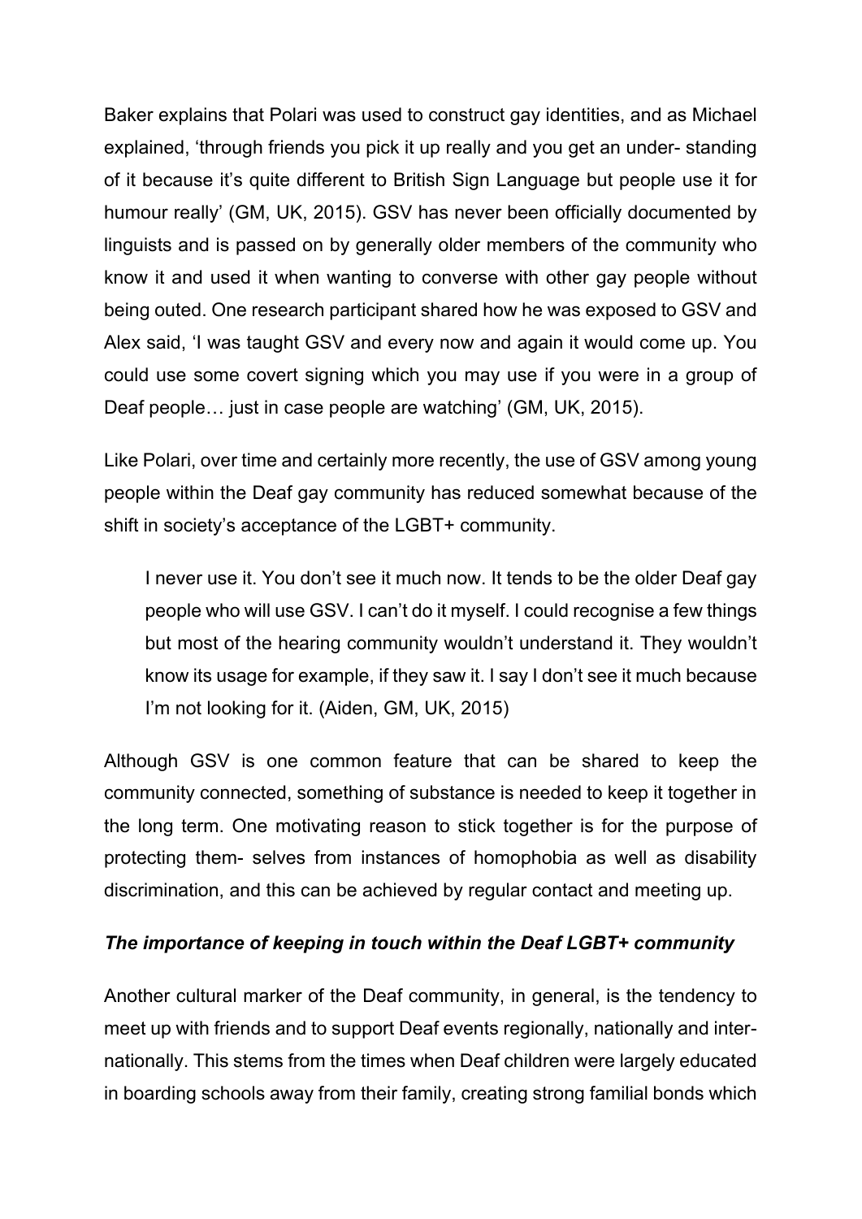Baker explains that Polari was used to construct gay identities, and as Michael explained, 'through friends you pick it up really and you get an under- standing of it because it's quite different to British Sign Language but people use it for humour really' (GM, UK, 2015). GSV has never been officially documented by linguists and is passed on by generally older members of the community who know it and used it when wanting to converse with other gay people without being outed. One research participant shared how he was exposed to GSV and Alex said, 'I was taught GSV and every now and again it would come up. You could use some covert signing which you may use if you were in a group of Deaf people… just in case people are watching' (GM, UK, 2015).

Like Polari, over time and certainly more recently, the use of GSV among young people within the Deaf gay community has reduced somewhat because of the shift in society's acceptance of the LGBT+ community.

> I never use it. You don't see it much now. It tends to be the older Deaf gay people who will use GSV. I can't do it myself. I could recognise a few things but most of the hearing community wouldn't understand it. They wouldn't know its usage for example, if they saw it. I say I don't see it much because I'm not looking for it. (Aiden, GM, UK, 2015)

Although GSV is one common feature that can be shared to keep the community connected, something of substance is needed to keep it together in the long term. One motivating reason to stick together is for the purpose of protecting them- selves from instances of homophobia as well as disability discrimination, and this can be achieved by regular contact and meeting up.

### *The importance of keeping in touch within the Deaf LGBT+ community*

Another cultural marker of the Deaf community, in general, is the tendency to meet up with friends and to support Deaf events regionally, nationally and inter- nationally. This stems from the times when Deaf children were largely educated in boarding schools away from their family, creating strong familial bonds which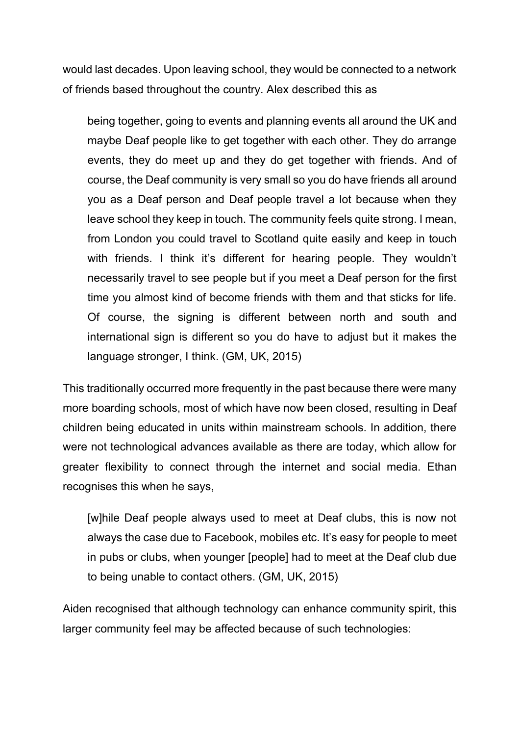would last decades. Upon leaving school, they would be connected to a network of friends based throughout the country. Alex described this as

> being together, going to events and planning events all around the UK and maybe Deaf people like to get together with each other. They do arrange events, they do meet up and they do get together with friends. And of course, the Deaf community is very small so you do have friends all around you as a Deaf person and Deaf people travel a lot because when they leave school they keep in touch. The community feels quite strong. I mean, from London you could travel to Scotland quite easily and keep in touch with friends. I think it's different for hearing people. They wouldn't necessarily travel to see people but if you meet a Deaf person for the first time you almost kind of become friends with them and that sticks for life. Of course, the signing is different between north and south and international sign is different so you do have to adjust but it makes the language stronger, I think. (GM, UK, 2015)

This traditionally occurred more frequently in the past because there were many more boarding schools, most of which have now been closed, resulting in Deaf children being educated in units within mainstream schools. In addition, there were not technological advances available as there are today, which allow for greater flexibility to connect through the internet and social media. Ethan recognises this when he says,

> [w]hile Deaf people always used to meet at Deaf clubs, this is now not always the case due to Facebook, mobiles etc. It's easy for people to meet in pubs or clubs, when younger [people] had to meet at the Deaf club due to being unable to contact others. (GM, UK, 2015)

Aiden recognised that although technology can enhance community spirit, this larger community feel may be affected because of such technologies: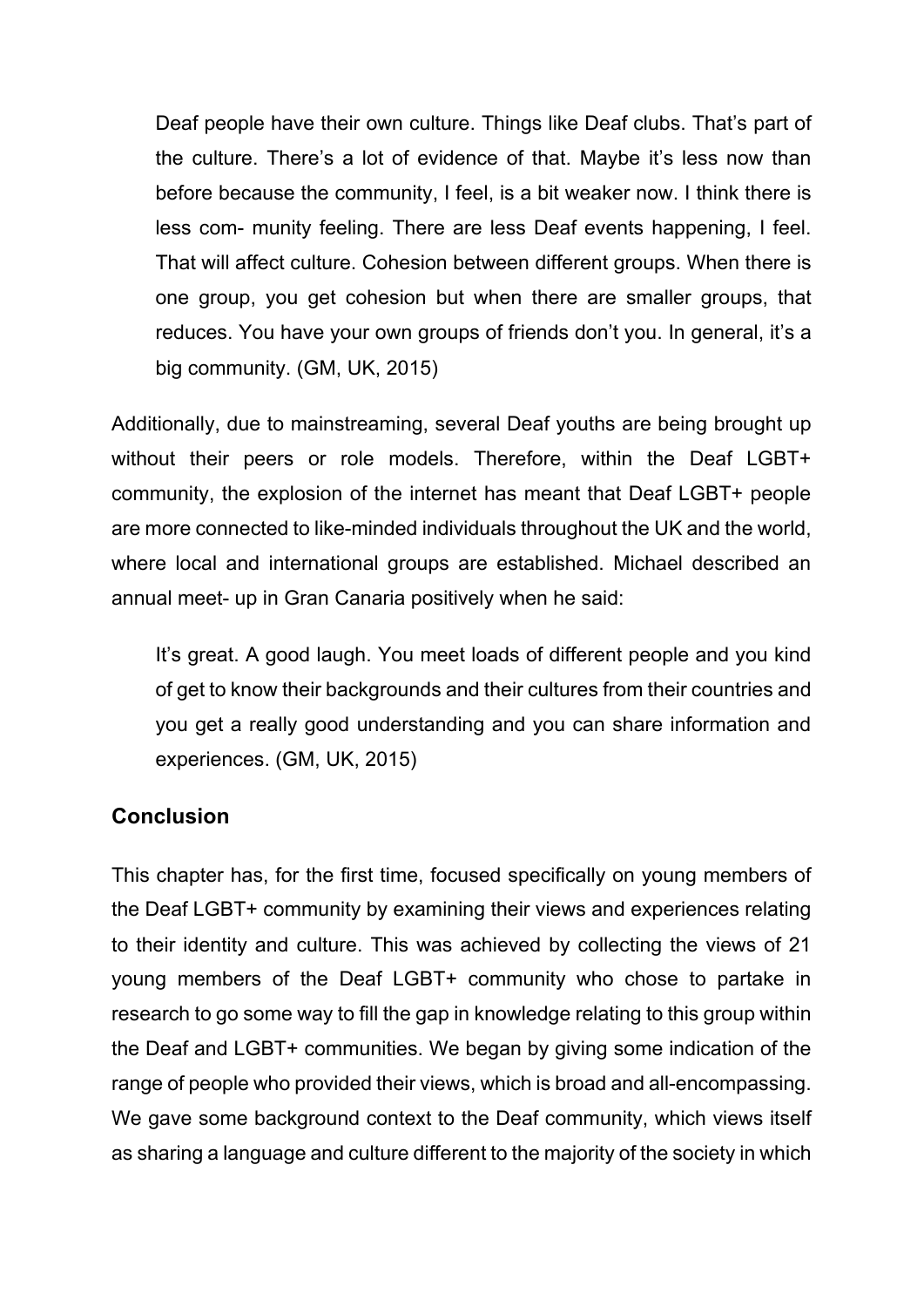> Deaf people have their own culture. Things like Deaf clubs. That's part of the culture. There's a lot of evidence of that. Maybe it's less now than before because the community, I feel, is a bit weaker now. I think there is less com- munity feeling. There are less Deaf events happening, I feel. That will affect culture. Cohesion between different groups. When there is one group, you get cohesion but when there are smaller groups, that reduces. You have your own groups of friends don't you. In general, it's a big community. (GM, UK, 2015)

Additionally, due to mainstreaming, several Deaf youths are being brought up without their peers or role models. Therefore, within the Deaf LGBT+ community, the explosion of the internet has meant that Deaf LGBT+ people are more connected to like-minded individuals throughout the UK and the world, where local and international groups are established. Michael described an annual meet- up in Gran Canaria positively when he said:

> It's great. A good laugh. You meet loads of different people and you kind of get to know their backgrounds and their cultures from their countries and you get a really good understanding and you can share information and experiences. (GM, UK, 2015)

## Conclusion

This chapter has, for the first time, focused specifically on young members of the Deaf LGBT+ community by examining their views and experiences relating to their identity and culture. This was achieved by collecting the views of 21 young members of the Deaf LGBT+ community who chose to partake in research to go some way to fill the gap in knowledge relating to this group within the Deaf and LGBT+ communities. We began by giving some indication of the range of people who provided their views, which is broad and all-encompassing. We gave some background context to the Deaf community, which views itself as sharing a language and culture different to the majority of the society in which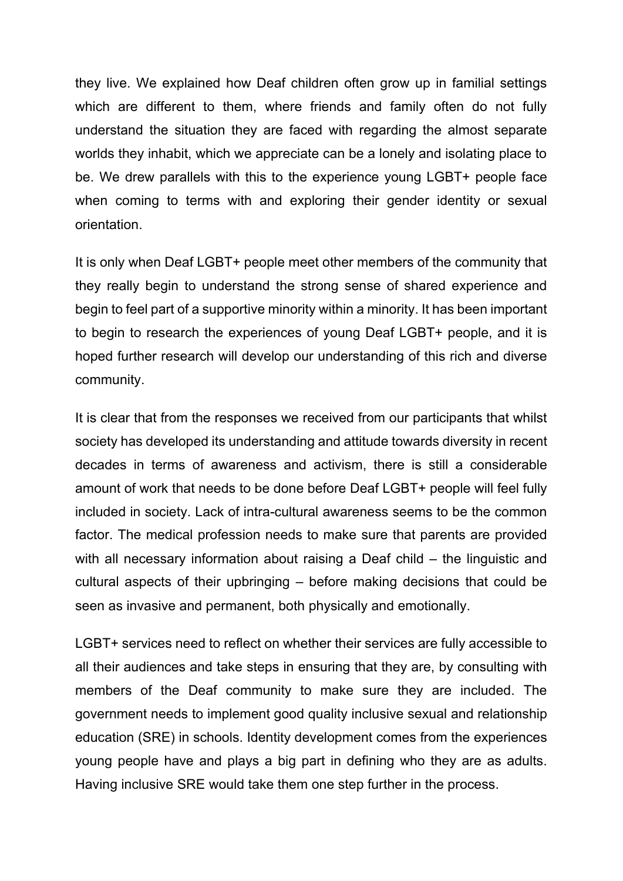they live. We explained how Deaf children often grow up in familial settings which are different to them, where friends and family often do not fully understand the situation they are faced with regarding the almost separate worlds they inhabit, which we appreciate can be a lonely and isolating place to be. We drew parallels with this to the experience young LGBT+ people face when coming to terms with and exploring their gender identity or sexual orientation.

It is only when Deaf LGBT+ people meet other members of the community that they really begin to understand the strong sense of shared experience and begin to feel part of a supportive minority within a minority. It has been important to begin to research the experiences of young Deaf LGBT+ people, and it is hoped further research will develop our understanding of this rich and diverse community.

It is clear that from the responses we received from our participants that whilst society has developed its understanding and attitude towards diversity in recent decades in terms of awareness and activism, there is still a considerable amount of work that needs to be done before Deaf LGBT+ people will feel fully included in society. Lack of intra-cultural awareness seems to be the common factor. The medical profession needs to make sure that parents are provided with all necessary information about raising a Deaf child – the linguistic and cultural aspects of their upbringing – before making decisions that could be seen as invasive and permanent, both physically and emotionally.

LGBT+ services need to reflect on whether their services are fully accessible to all their audiences and take steps in ensuring that they are, by consulting with members of the Deaf community to make sure they are included. The government needs to implement good quality inclusive sexual and relationship education (SRE) in schools. Identity development comes from the experiences young people have and plays a big part in defining who they are as adults. Having inclusive SRE would take them one step further in the process.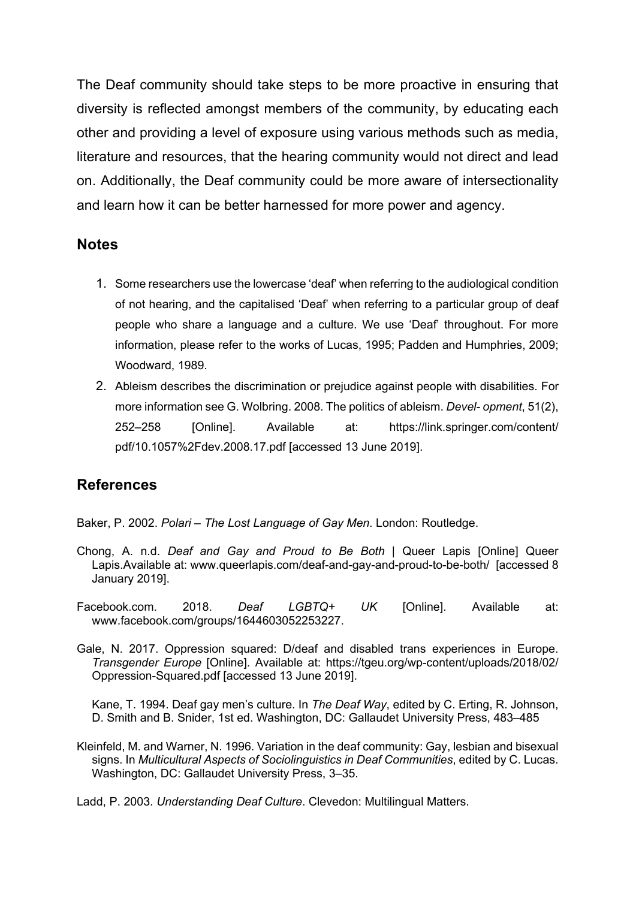The Deaf community should take steps to be more proactive in ensuring that diversity is reflected amongst members of the community, by educating each other and providing a level of exposure using various methods such as media, literature and resources, that the hearing community would not direct and lead on. Additionally, the Deaf community could be more aware of intersectionality and learn how it can be better harnessed for more power and agency.

## Notes

1. Some researchers use the lowercase 'deaf' when referring to the audiological condition of not hearing, and the capitalised 'Deaf' when referring to a particular group of deaf people who share a language and a culture. We use 'Deaf' throughout. For more information, please refer to the works of Lucas, 1995; Padden and Humphries, 2009; Woodward, 1989.
2. Ableism describes the discrimination or prejudice against people with disabilities. For more information see G. Wolbring. 2008. The politics of ableism. *Devel- opment*, 51(2), 252–258 [Online]. Available at: https://link.springer.com/content/pdf/10.1057%2Fdev.2008.17.pdf [accessed 13 June 2019].

## References

Baker, P. 2002. *Polari – The Lost Language of Gay Men*. London: Routledge.

Chong, A. n.d. *Deaf and Gay and Proud to Be Both* | Queer Lapis [Online] Queer Lapis.Available at: www.queerlapis.com/deaf-and-gay-and-proud-to-be-both/ [accessed 8 January 2019].

Facebook.com. 2018. *Deaf LGBTQ+ UK* [Online]. Available at: www.facebook.com/groups/1644603052253227.

Gale, N. 2017. Oppression squared: D/deaf and disabled trans experiences in Europe. *Transgender Europe* [Online]. Available at: https://tgeu.org/wp-content/uploads/2018/02/Oppression-Squared.pdf [accessed 13 June 2019].

Kane, T. 1994. Deaf gay men's culture. In *The Deaf Way*, edited by C. Erting, R. Johnson, D. Smith and B. Snider, 1st ed. Washington, DC: Gallaudet University Press, 483–485

Kleinfeld, M. and Warner, N. 1996. Variation in the deaf community: Gay, lesbian and bisexual signs. In *Multicultural Aspects of Sociolinguistics in Deaf Communities*, edited by C. Lucas. Washington, DC: Gallaudet University Press, 3–35.

Ladd, P. 2003. *Understanding Deaf Culture*. Clevedon: Multilingual Matters.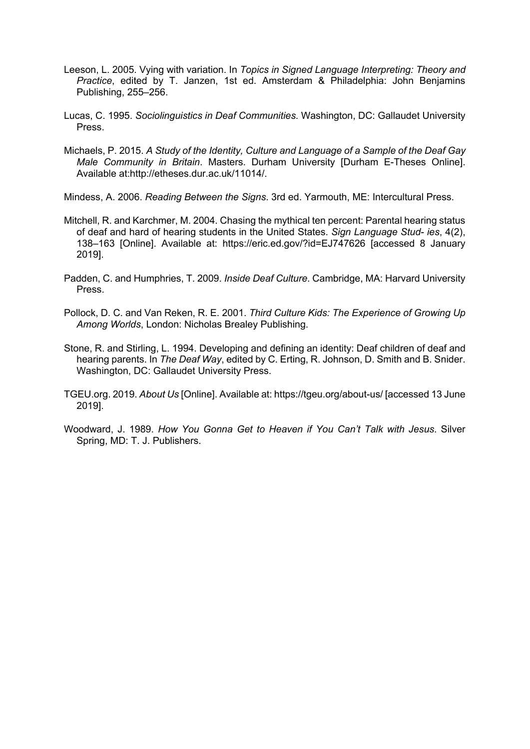Leeson, L. 2005. Vying with variation. In *Topics in Signed Language Interpreting: Theory and Practice*, edited by T. Janzen, 1st ed. Amsterdam & Philadelphia: John Benjamins Publishing, 255–256.

Lucas, C. 1995. *Sociolinguistics in Deaf Communities*. Washington, DC: Gallaudet University Press.

Michaels, P. 2015. *A Study of the Identity, Culture and Language of a Sample of the Deaf Gay Male Community in Britain*. Masters. Durham University [Durham E-Theses Online]. Available at:http://etheses.dur.ac.uk/11014/.

Mindess, A. 2006. *Reading Between the Signs*. 3rd ed. Yarmouth, ME: Intercultural Press.

Mitchell, R. and Karchmer, M. 2004. Chasing the mythical ten percent: Parental hearing status of deaf and hard of hearing students in the United States. *Sign Language Stud- ies*, 4(2), 138–163 [Online]. Available at: https://eric.ed.gov/?id=EJ747626 [accessed 8 January 2019].

Padden, C. and Humphries, T. 2009. *Inside Deaf Culture*. Cambridge, MA: Harvard University Press.

Pollock, D. C. and Van Reken, R. E. 2001. *Third Culture Kids: The Experience of Growing Up Among Worlds*, London: Nicholas Brealey Publishing.

Stone, R. and Stirling, L. 1994. Developing and defining an identity: Deaf children of deaf and hearing parents. In *The Deaf Way*, edited by C. Erting, R. Johnson, D. Smith and B. Snider. Washington, DC: Gallaudet University Press.

TGEU.org. 2019. *About Us* [Online]. Available at: https://tgeu.org/about-us/ [accessed 13 June 2019].

Woodward, J. 1989. *How You Gonna Get to Heaven if You Can't Talk with Jesus*. Silver Spring, MD: T. J. Publishers.